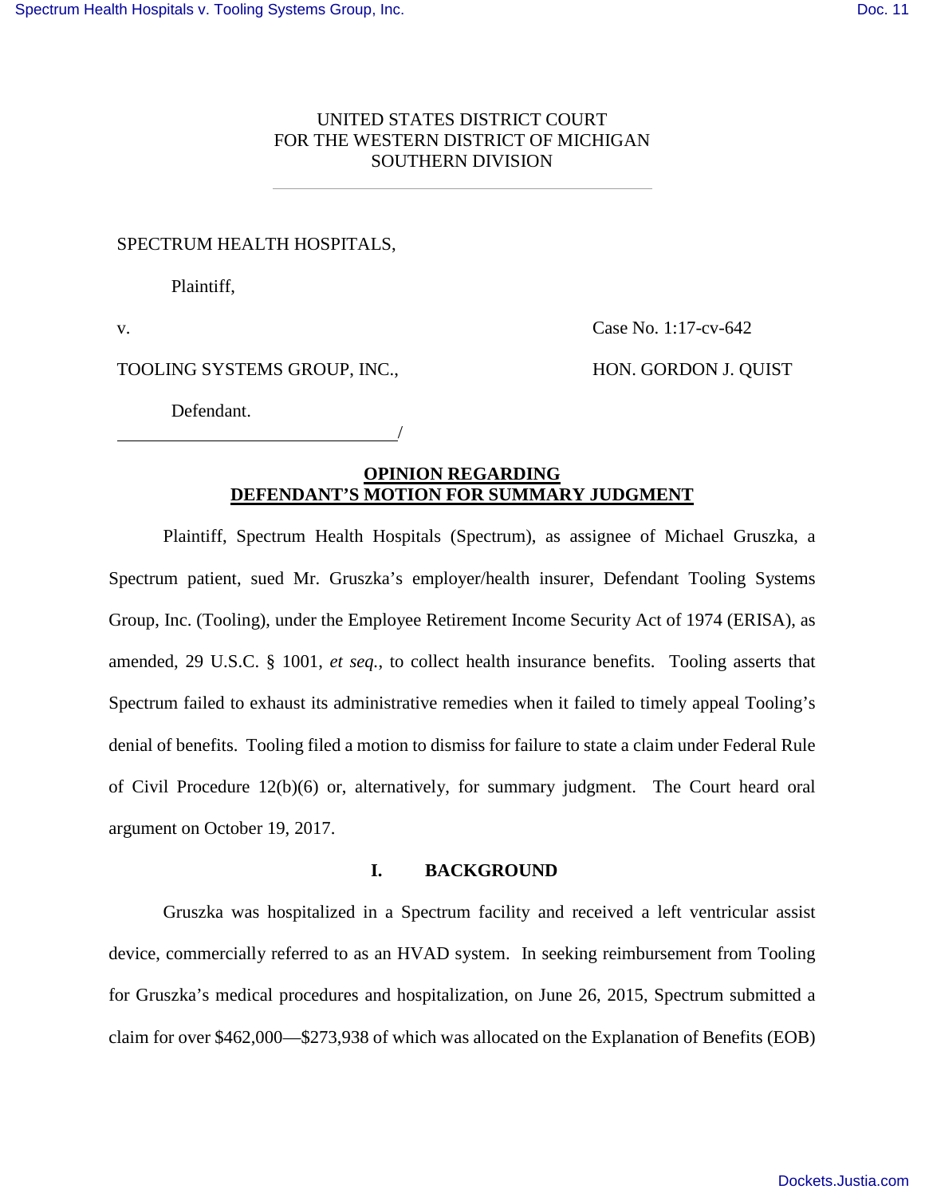UNITED STATES DISTRICT COURT
FOR THE WESTERN DISTRICT OF MICHIGAN
SOUTHERN DIVISION

SPECTRUM HEALTH HOSPITALS,

Plaintiff,

v.

Case No. 1:17-cv-642

TOOLING SYSTEMS GROUP, INC.,

HON. GORDON J. QUIST

Defendant.

/

**OPINION REGARDING DEFENDANT'S MOTION FOR SUMMARY JUDGMENT**

Plaintiff, Spectrum Health Hospitals (Spectrum), as assignee of Michael Gruszka, a Spectrum patient, sued Mr. Gruszka's employer/health insurer, Defendant Tooling Systems Group, Inc. (Tooling), under the Employee Retirement Income Security Act of 1974 (ERISA), as amended, 29 U.S.C. § 1001, *et seq.*, to collect health insurance benefits. Tooling asserts that Spectrum failed to exhaust its administrative remedies when it failed to timely appeal Tooling's denial of benefits. Tooling filed a motion to dismiss for failure to state a claim under Federal Rule of Civil Procedure 12(b)(6) or, alternatively, for summary judgment. The Court heard oral argument on October 19, 2017.

## I. BACKGROUND

Gruszka was hospitalized in a Spectrum facility and received a left ventricular assist device, commercially referred to as an HVAD system. In seeking reimbursement from Tooling for Gruszka's medical procedures and hospitalization, on June 26, 2015, Spectrum submitted a claim for over $462,000—$273,938 of which was allocated on the Explanation of Benefits (EOB)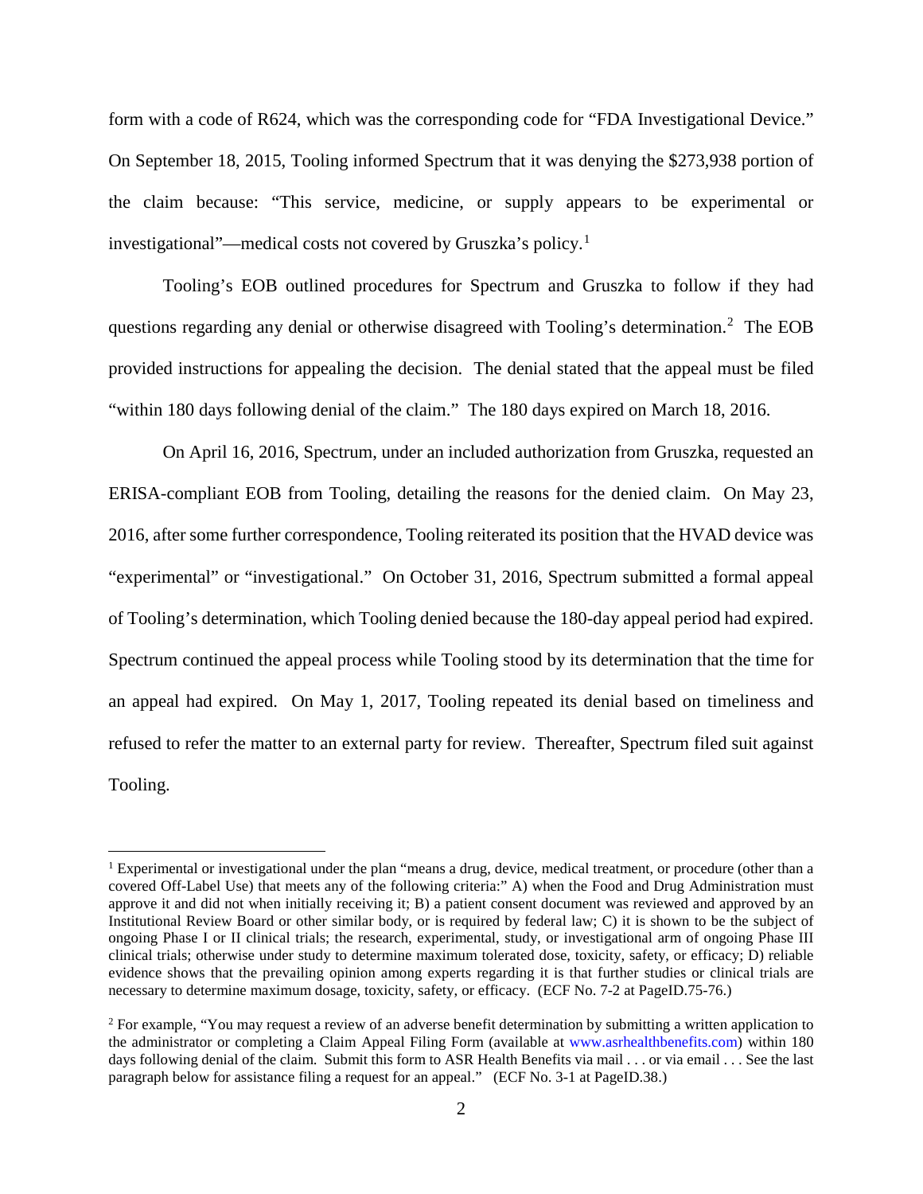form with a code of R624, which was the corresponding code for "FDA Investigational Device." On September 18, 2015, Tooling informed Spectrum that it was denying the $273,938 portion of the claim because: "This service, medicine, or supply appears to be experimental or investigational"—medical costs not covered by Gruszka's policy.[1]

Tooling's EOB outlined procedures for Spectrum and Gruszka to follow if they had questions regarding any denial or otherwise disagreed with Tooling's determination.[2] The EOB provided instructions for appealing the decision. The denial stated that the appeal must be filed "within 180 days following denial of the claim." The 180 days expired on March 18, 2016.

On April 16, 2016, Spectrum, under an included authorization from Gruszka, requested an ERISA-compliant EOB from Tooling, detailing the reasons for the denied claim. On May 23, 2016, after some further correspondence, Tooling reiterated its position that the HVAD device was "experimental" or "investigational." On October 31, 2016, Spectrum submitted a formal appeal of Tooling's determination, which Tooling denied because the 180-day appeal period had expired. Spectrum continued the appeal process while Tooling stood by its determination that the time for an appeal had expired. On May 1, 2017, Tooling repeated its denial based on timeliness and refused to refer the matter to an external party for review. Thereafter, Spectrum filed suit against Tooling.

---

[1] Experimental or investigational under the plan "means a drug, device, medical treatment, or procedure (other than a covered Off-Label Use) that meets any of the following criteria:" A) when the Food and Drug Administration must approve it and did not when initially receiving it; B) a patient consent document was reviewed and approved by an Institutional Review Board or other similar body, or is required by federal law; C) it is shown to be the subject of ongoing Phase I or II clinical trials; the research, experimental, study, or investigational arm of ongoing Phase III clinical trials; otherwise under study to determine maximum tolerated dose, toxicity, safety, or efficacy; D) reliable evidence shows that the prevailing opinion among experts regarding it is that further studies or clinical trials are necessary to determine maximum dosage, toxicity, safety, or efficacy. (ECF No. 7-2 at PageID.75-76.)

[2] For example, "You may request a review of an adverse benefit determination by submitting a written application to the administrator or completing a Claim Appeal Filing Form (available at www.asrhealthbenefits.com) within 180 days following denial of the claim. Submit this form to ASR Health Benefits via mail . . . or via email . . . See the last paragraph below for assistance filing a request for an appeal." (ECF No. 3-1 at PageID.38.)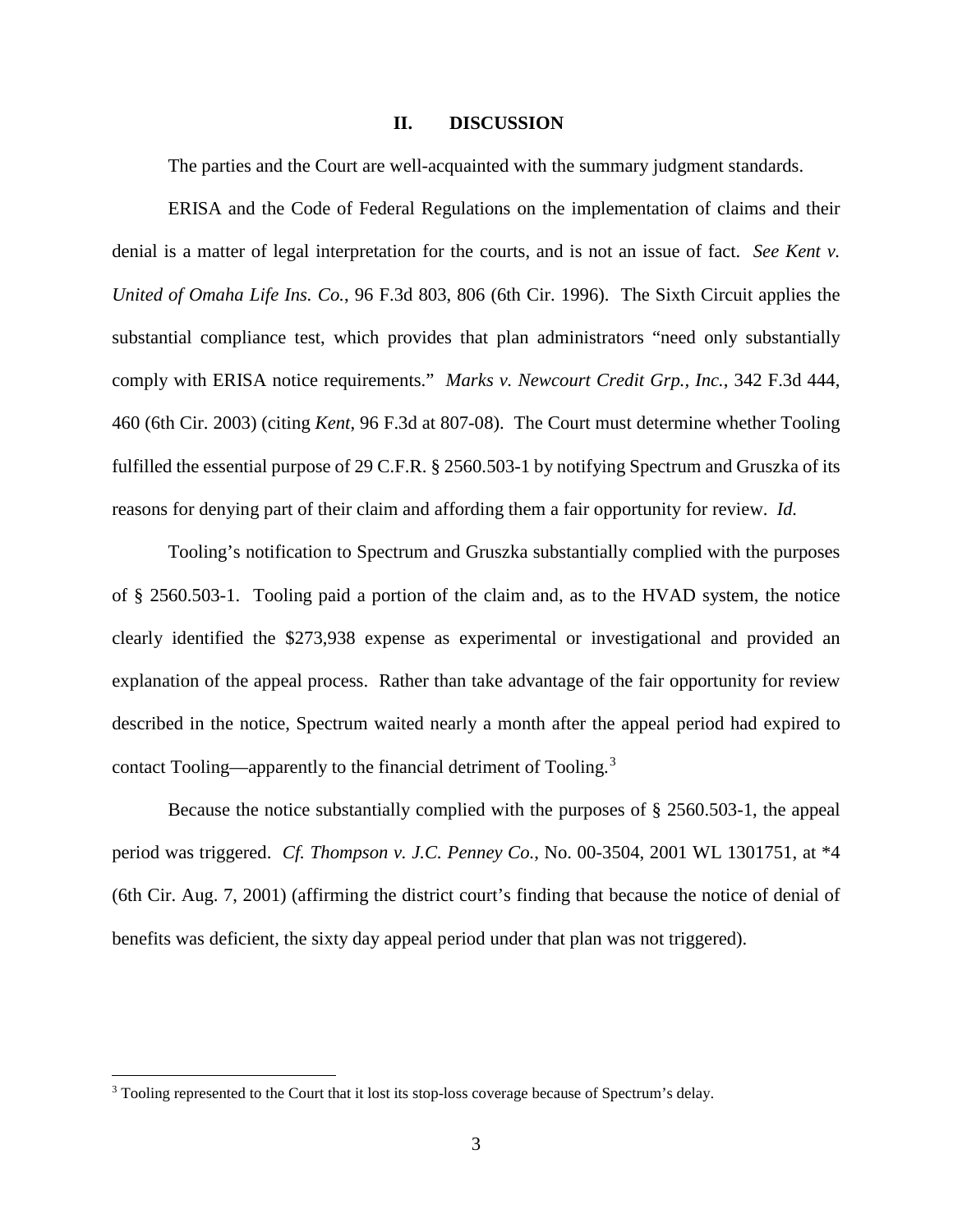## II. DISCUSSION

The parties and the Court are well-acquainted with the summary judgment standards.

ERISA and the Code of Federal Regulations on the implementation of claims and their denial is a matter of legal interpretation for the courts, and is not an issue of fact. *See Kent v. United of Omaha Life Ins. Co.*, 96 F.3d 803, 806 (6th Cir. 1996). The Sixth Circuit applies the substantial compliance test, which provides that plan administrators "need only substantially comply with ERISA notice requirements." *Marks v. Newcourt Credit Grp., Inc.*, 342 F.3d 444, 460 (6th Cir. 2003) (citing *Kent*, 96 F.3d at 807-08). The Court must determine whether Tooling fulfilled the essential purpose of 29 C.F.R. § 2560.503-1 by notifying Spectrum and Gruszka of its reasons for denying part of their claim and affording them a fair opportunity for review. *Id.*

Tooling's notification to Spectrum and Gruszka substantially complied with the purposes of § 2560.503-1. Tooling paid a portion of the claim and, as to the HVAD system, the notice clearly identified the $273,938 expense as experimental or investigational and provided an explanation of the appeal process. Rather than take advantage of the fair opportunity for review described in the notice, Spectrum waited nearly a month after the appeal period had expired to contact Tooling—apparently to the financial detriment of Tooling.[3]

Because the notice substantially complied with the purposes of § 2560.503-1, the appeal period was triggered. *Cf. Thompson v. J.C. Penney Co.*, No. 00-3504, 2001 WL 1301751, at *4 (6th Cir. Aug. 7, 2001) (affirming the district court's finding that because the notice of denial of benefits was deficient, the sixty day appeal period under that plan was not triggered).

---

[3] Tooling represented to the Court that it lost its stop-loss coverage because of Spectrum's delay.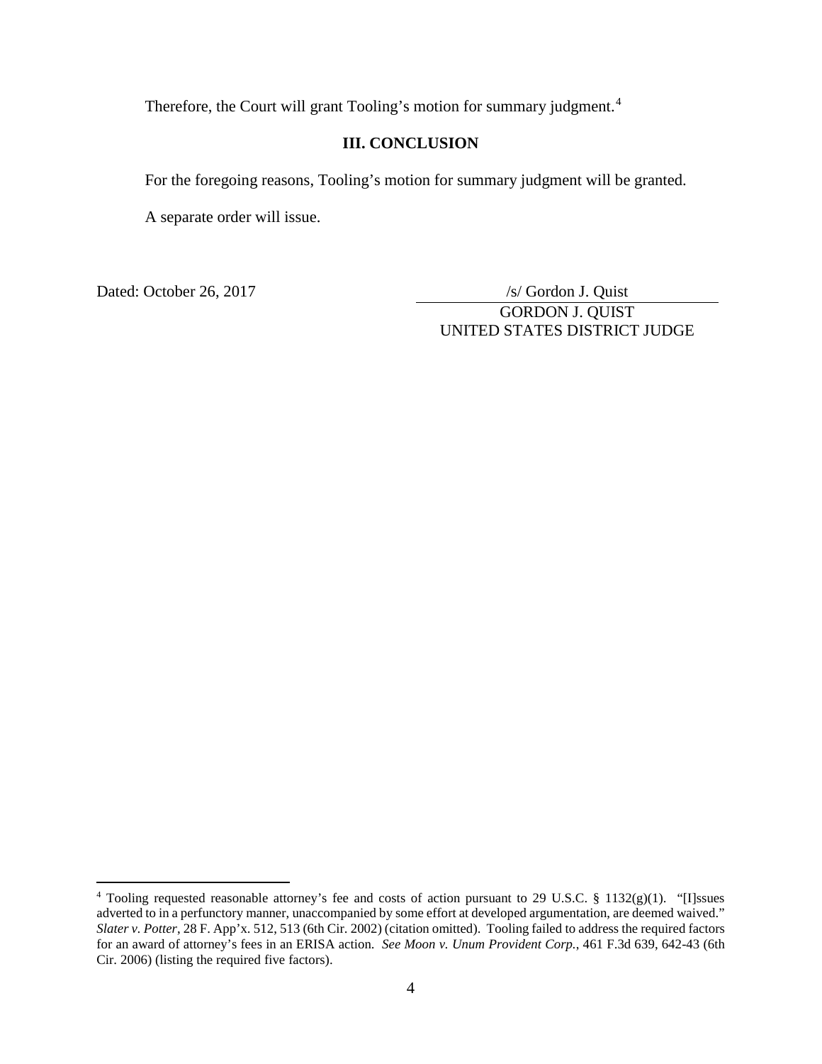Therefore, the Court will grant Tooling's motion for summary judgment.[4]

### III. CONCLUSION

For the foregoing reasons, Tooling's motion for summary judgment will be granted.

A separate order will issue.

Dated: October 26, 2017

/s/ Gordon J. Quist
GORDON J. QUIST
UNITED STATES DISTRICT JUDGE

---

[4] Tooling requested reasonable attorney's fee and costs of action pursuant to 29 U.S.C. § 1132(g)(1). "[I]ssues adverted to in a perfunctory manner, unaccompanied by some effort at developed argumentation, are deemed waived." *Slater v. Potter*, 28 F. App'x. 512, 513 (6th Cir. 2002) (citation omitted). Tooling failed to address the required factors for an award of attorney's fees in an ERISA action. *See Moon v. Unum Provident Corp.*, 461 F.3d 639, 642-43 (6th Cir. 2006) (listing the required five factors).